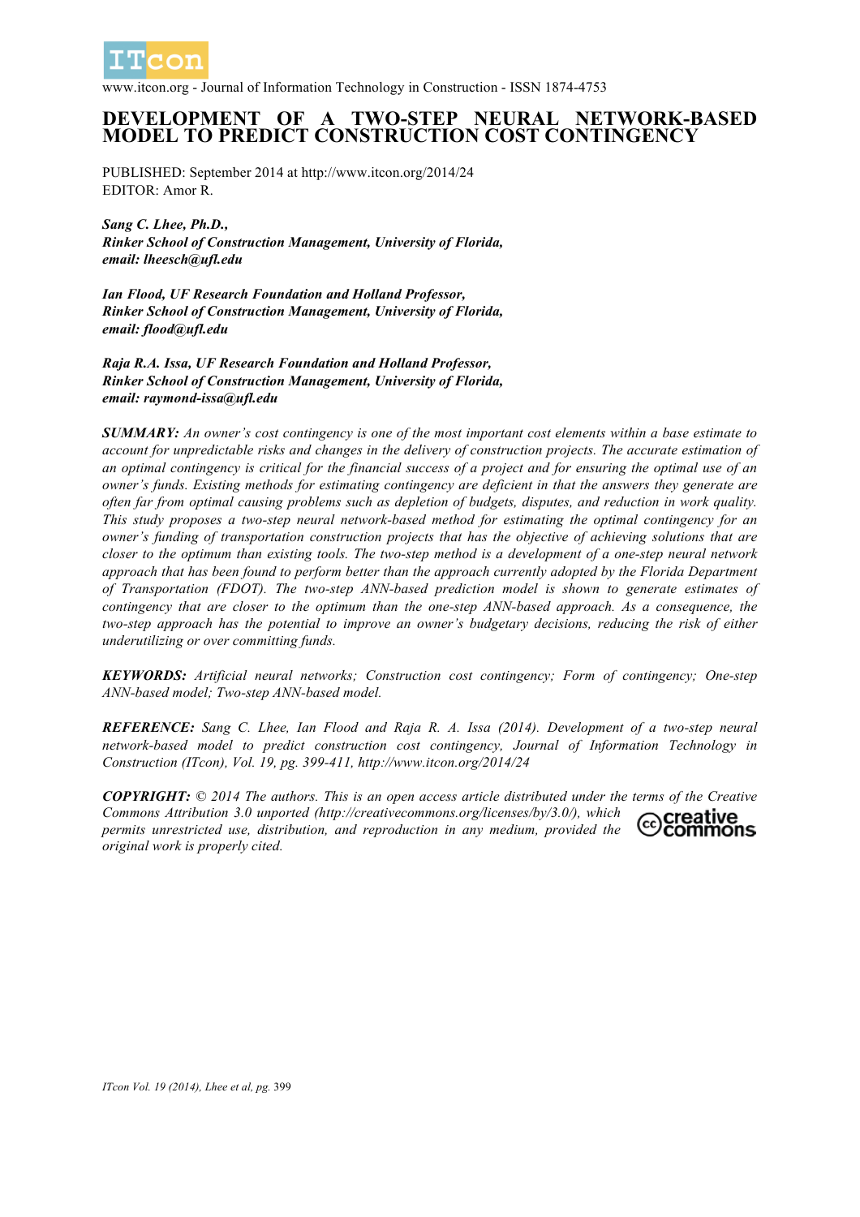# DEVELOPMENT OF A TWO-STEP NEURAL NETWORK-BASED MODEL TO PREDICT CONSTRUCTION COST CONTINGENCY

PUBLISHED: September 2014 at http://www.itcon.org/2014/24
EDITOR: Amor R.

***Sang C. Lhee, Ph.D.,***
***Rinker School of Construction Management, University of Florida,***
***email: lheesch@ufl.edu***

***Ian Flood, UF Research Foundation and Holland Professor,***
***Rinker School of Construction Management, University of Florida,***
***email: flood@ufl.edu***

***Raja R.A. Issa, UF Research Foundation and Holland Professor,***
***Rinker School of Construction Management, University of Florida,***
***email: raymond-issa@ufl.edu***

***SUMMARY:*** *An owner's cost contingency is one of the most important cost elements within a base estimate to account for unpredictable risks and changes in the delivery of construction projects. The accurate estimation of an optimal contingency is critical for the financial success of a project and for ensuring the optimal use of an owner's funds. Existing methods for estimating contingency are deficient in that the answers they generate are often far from optimal causing problems such as depletion of budgets, disputes, and reduction in work quality. This study proposes a two-step neural network-based method for estimating the optimal contingency for an owner's funding of transportation construction projects that has the objective of achieving solutions that are closer to the optimum than existing tools. The two-step method is a development of a one-step neural network approach that has been found to perform better than the approach currently adopted by the Florida Department of Transportation (FDOT). The two-step ANN-based prediction model is shown to generate estimates of contingency that are closer to the optimum than the one-step ANN-based approach. As a consequence, the two-step approach has the potential to improve an owner's budgetary decisions, reducing the risk of either underutilizing or over committing funds.*

***KEYWORDS:*** *Artificial neural networks; Construction cost contingency; Form of contingency; One-step ANN-based model; Two-step ANN-based model.*

***REFERENCE:*** *Sang C. Lhee, Ian Flood and Raja R. A. Issa (2014). Development of a two-step neural network-based model to predict construction cost contingency, Journal of Information Technology in Construction (ITcon), Vol. 19, pg. 399-411, http://www.itcon.org/2014/24*

***COPYRIGHT:*** *© 2014 The authors. This is an open access article distributed under the terms of the Creative Commons Attribution 3.0 unported (http://creativecommons.org/licenses/by/3.0/), which permits unrestricted use, distribution, and reproduction in any medium, provided the original work is properly cited.*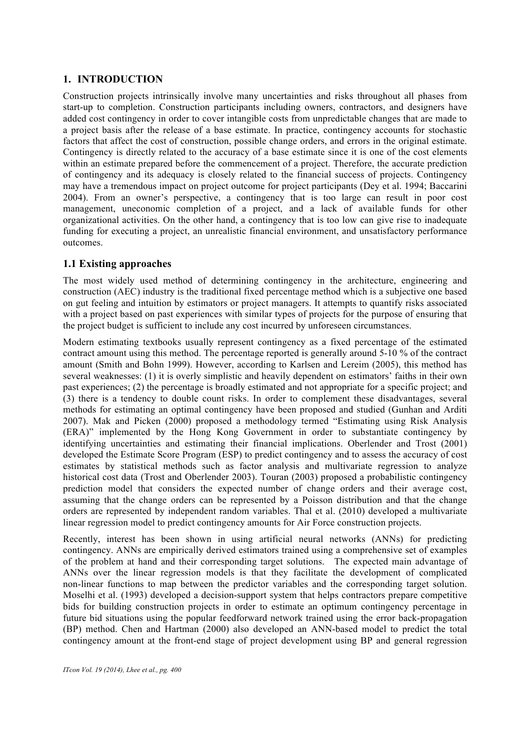## 1. INTRODUCTION

Construction projects intrinsically involve many uncertainties and risks throughout all phases from start-up to completion. Construction participants including owners, contractors, and designers have added cost contingency in order to cover intangible costs from unpredictable changes that are made to a project basis after the release of a base estimate. In practice, contingency accounts for stochastic factors that affect the cost of construction, possible change orders, and errors in the original estimate. Contingency is directly related to the accuracy of a base estimate since it is one of the cost elements within an estimate prepared before the commencement of a project. Therefore, the accurate prediction of contingency and its adequacy is closely related to the financial success of projects. Contingency may have a tremendous impact on project outcome for project participants (Dey et al. 1994; Baccarini 2004). From an owner's perspective, a contingency that is too large can result in poor cost management, uneconomic completion of a project, and a lack of available funds for other organizational activities. On the other hand, a contingency that is too low can give rise to inadequate funding for executing a project, an unrealistic financial environment, and unsatisfactory performance outcomes.

### 1.1 Existing approaches

The most widely used method of determining contingency in the architecture, engineering and construction (AEC) industry is the traditional fixed percentage method which is a subjective one based on gut feeling and intuition by estimators or project managers. It attempts to quantify risks associated with a project based on past experiences with similar types of projects for the purpose of ensuring that the project budget is sufficient to include any cost incurred by unforeseen circumstances.

Modern estimating textbooks usually represent contingency as a fixed percentage of the estimated contract amount using this method. The percentage reported is generally around 5-10 % of the contract amount (Smith and Bohn 1999). However, according to Karlsen and Lereim (2005), this method has several weaknesses: (1) it is overly simplistic and heavily dependent on estimators' faiths in their own past experiences; (2) the percentage is broadly estimated and not appropriate for a specific project; and (3) there is a tendency to double count risks. In order to complement these disadvantages, several methods for estimating an optimal contingency have been proposed and studied (Gunhan and Arditi 2007). Mak and Picken (2000) proposed a methodology termed "Estimating using Risk Analysis (ERA)" implemented by the Hong Kong Government in order to substantiate contingency by identifying uncertainties and estimating their financial implications. Oberlender and Trost (2001) developed the Estimate Score Program (ESP) to predict contingency and to assess the accuracy of cost estimates by statistical methods such as factor analysis and multivariate regression to analyze historical cost data (Trost and Oberlender 2003). Touran (2003) proposed a probabilistic contingency prediction model that considers the expected number of change orders and their average cost, assuming that the change orders can be represented by a Poisson distribution and that the change orders are represented by independent random variables. Thal et al. (2010) developed a multivariate linear regression model to predict contingency amounts for Air Force construction projects.

Recently, interest has been shown in using artificial neural networks (ANNs) for predicting contingency. ANNs are empirically derived estimators trained using a comprehensive set of examples of the problem at hand and their corresponding target solutions. The expected main advantage of ANNs over the linear regression models is that they facilitate the development of complicated non-linear functions to map between the predictor variables and the corresponding target solution. Moselhi et al. (1993) developed a decision-support system that helps contractors prepare competitive bids for building construction projects in order to estimate an optimum contingency percentage in future bid situations using the popular feedforward network trained using the error back-propagation (BP) method. Chen and Hartman (2000) also developed an ANN-based model to predict the total contingency amount at the front-end stage of project development using BP and general regression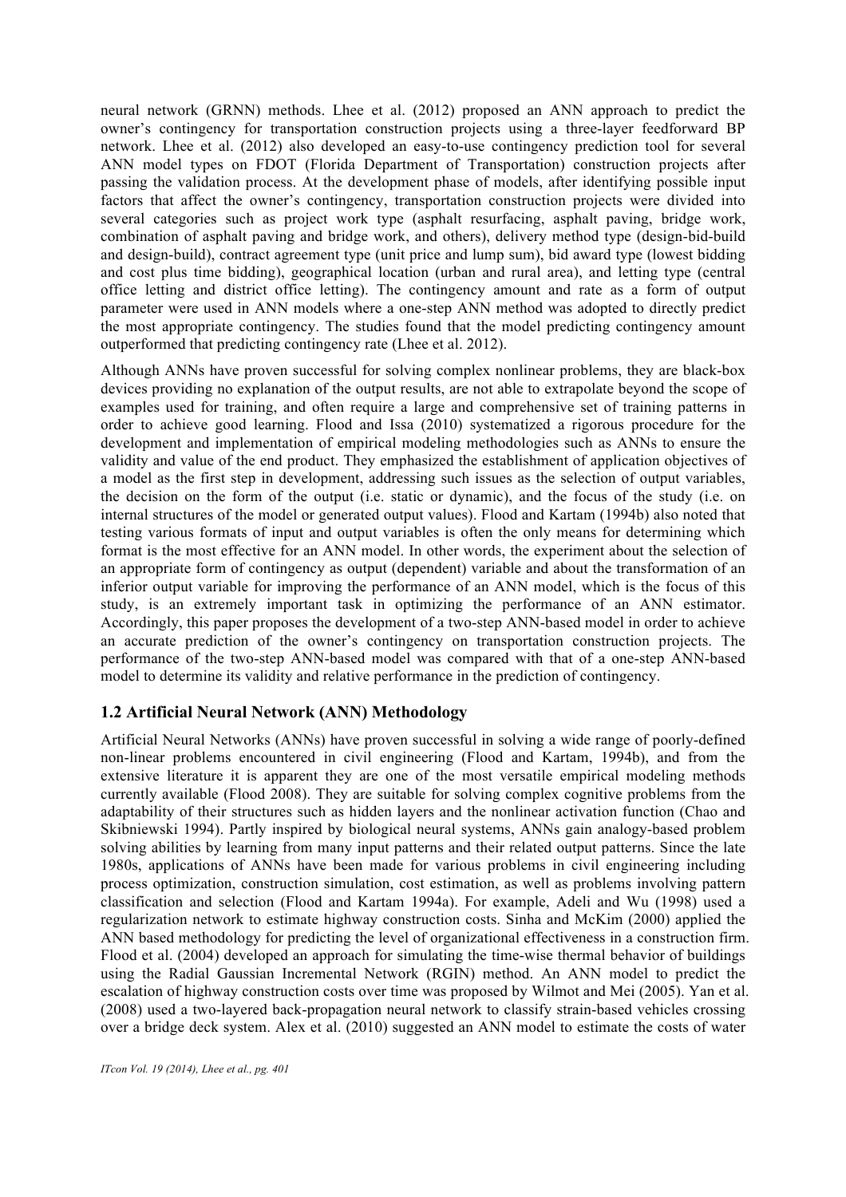neural network (GRNN) methods. Lhee et al. (2012) proposed an ANN approach to predict the owner's contingency for transportation construction projects using a three-layer feedforward BP network. Lhee et al. (2012) also developed an easy-to-use contingency prediction tool for several ANN model types on FDOT (Florida Department of Transportation) construction projects after passing the validation process. At the development phase of models, after identifying possible input factors that affect the owner's contingency, transportation construction projects were divided into several categories such as project work type (asphalt resurfacing, asphalt paving, bridge work, combination of asphalt paving and bridge work, and others), delivery method type (design-bid-build and design-build), contract agreement type (unit price and lump sum), bid award type (lowest bidding and cost plus time bidding), geographical location (urban and rural area), and letting type (central office letting and district office letting). The contingency amount and rate as a form of output parameter were used in ANN models where a one-step ANN method was adopted to directly predict the most appropriate contingency. The studies found that the model predicting contingency amount outperformed that predicting contingency rate (Lhee et al. 2012).

Although ANNs have proven successful for solving complex nonlinear problems, they are black-box devices providing no explanation of the output results, are not able to extrapolate beyond the scope of examples used for training, and often require a large and comprehensive set of training patterns in order to achieve good learning. Flood and Issa (2010) systematized a rigorous procedure for the development and implementation of empirical modeling methodologies such as ANNs to ensure the validity and value of the end product. They emphasized the establishment of application objectives of a model as the first step in development, addressing such issues as the selection of output variables, the decision on the form of the output (i.e. static or dynamic), and the focus of the study (i.e. on internal structures of the model or generated output values). Flood and Kartam (1994b) also noted that testing various formats of input and output variables is often the only means for determining which format is the most effective for an ANN model. In other words, the experiment about the selection of an appropriate form of contingency as output (dependent) variable and about the transformation of an inferior output variable for improving the performance of an ANN model, which is the focus of this study, is an extremely important task in optimizing the performance of an ANN estimator. Accordingly, this paper proposes the development of a two-step ANN-based model in order to achieve an accurate prediction of the owner's contingency on transportation construction projects. The performance of the two-step ANN-based model was compared with that of a one-step ANN-based model to determine its validity and relative performance in the prediction of contingency.

## 1.2 Artificial Neural Network (ANN) Methodology

Artificial Neural Networks (ANNs) have proven successful in solving a wide range of poorly-defined non-linear problems encountered in civil engineering (Flood and Kartam, 1994b), and from the extensive literature it is apparent they are one of the most versatile empirical modeling methods currently available (Flood 2008). They are suitable for solving complex cognitive problems from the adaptability of their structures such as hidden layers and the nonlinear activation function (Chao and Skibniewski 1994). Partly inspired by biological neural systems, ANNs gain analogy-based problem solving abilities by learning from many input patterns and their related output patterns. Since the late 1980s, applications of ANNs have been made for various problems in civil engineering including process optimization, construction simulation, cost estimation, as well as problems involving pattern classification and selection (Flood and Kartam 1994a). For example, Adeli and Wu (1998) used a regularization network to estimate highway construction costs. Sinha and McKim (2000) applied the ANN based methodology for predicting the level of organizational effectiveness in a construction firm. Flood et al. (2004) developed an approach for simulating the time-wise thermal behavior of buildings using the Radial Gaussian Incremental Network (RGIN) method. An ANN model to predict the escalation of highway construction costs over time was proposed by Wilmot and Mei (2005). Yan et al. (2008) used a two-layered back-propagation neural network to classify strain-based vehicles crossing over a bridge deck system. Alex et al. (2010) suggested an ANN model to estimate the costs of water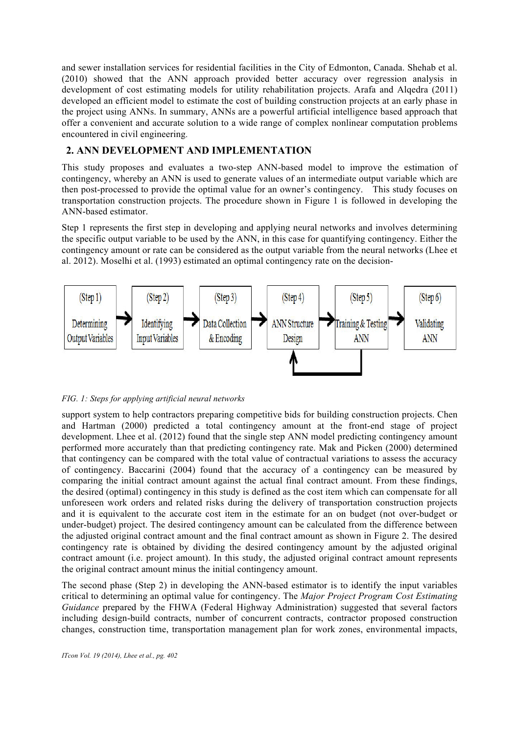and sewer installation services for residential facilities in the City of Edmonton, Canada. Shehab et al. (2010) showed that the ANN approach provided better accuracy over regression analysis in development of cost estimating models for utility rehabilitation projects. Arafa and Alqedra (2011) developed an efficient model to estimate the cost of building construction projects at an early phase in the project using ANNs. In summary, ANNs are a powerful artificial intelligence based approach that offer a convenient and accurate solution to a wide range of complex nonlinear computation problems encountered in civil engineering.

## 2. ANN DEVELOPMENT AND IMPLEMENTATION

This study proposes and evaluates a two-step ANN-based model to improve the estimation of contingency, whereby an ANN is used to generate values of an intermediate output variable which are then post-processed to provide the optimal value for an owner's contingency. This study focuses on transportation construction projects. The procedure shown in Figure 1 is followed in developing the ANN-based estimator.

Step 1 represents the first step in developing and applying neural networks and involves determining the specific output variable to be used by the ANN, in this case for quantifying contingency. Either the contingency amount or rate can be considered as the output variable from the neural networks (Lhee et al. 2012). Moselhi et al. (1993) estimated an optimal contingency rate on the decision-

(Step 1) Determining Output Variables → (Step 2) Identifying Input Variables → (Step 3) Data Collection & Encoding → (Step 4) ANN Structure Design → (Step 5) Training & Testing ANN → (Step 6) Validating ANN

*FIG. 1: Steps for applying artificial neural networks*

support system to help contractors preparing competitive bids for building construction projects. Chen and Hartman (2000) predicted a total contingency amount at the front-end stage of project development. Lhee et al. (2012) found that the single step ANN model predicting contingency amount performed more accurately than that predicting contingency rate. Mak and Picken (2000) determined that contingency can be compared with the total value of contractual variations to assess the accuracy of contingency. Baccarini (2004) found that the accuracy of a contingency can be measured by comparing the initial contract amount against the actual final contract amount. From these findings, the desired (optimal) contingency in this study is defined as the cost item which can compensate for all unforeseen work orders and related risks during the delivery of transportation construction projects and it is equivalent to the accurate cost item in the estimate for an on budget (not over-budget or under-budget) project. The desired contingency amount can be calculated from the difference between the adjusted original contract amount and the final contract amount as shown in Figure 2. The desired contingency rate is obtained by dividing the desired contingency amount by the adjusted original contract amount (i.e. project amount). In this study, the adjusted original contract amount represents the original contract amount minus the initial contingency amount.

The second phase (Step 2) in developing the ANN-based estimator is to identify the input variables critical to determining an optimal value for contingency. The *Major Project Program Cost Estimating Guidance* prepared by the FHWA (Federal Highway Administration) suggested that several factors including design-build contracts, number of concurrent contracts, contractor proposed construction changes, construction time, transportation management plan for work zones, environmental impacts,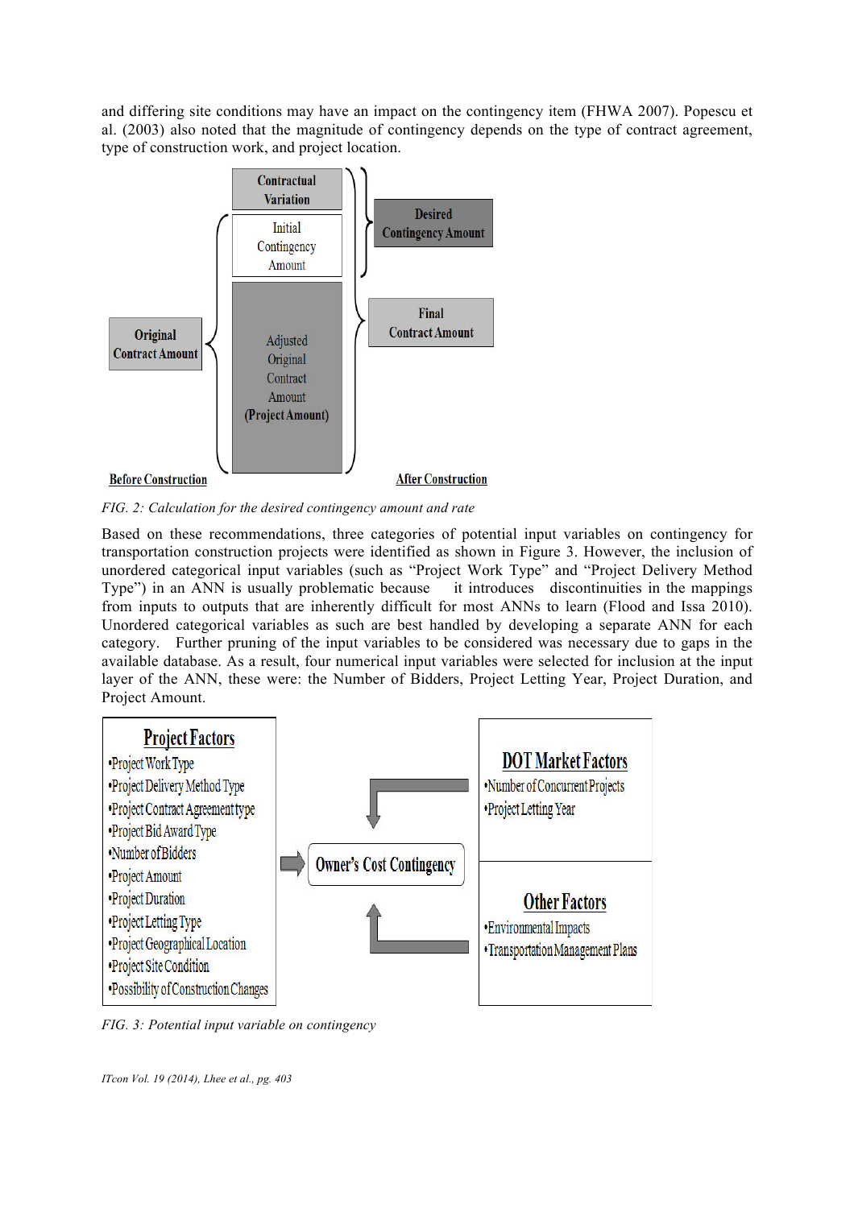and differing site conditions may have an impact on the contingency item (FHWA 2007). Popescu et al. (2003) also noted that the magnitude of contingency depends on the type of contract agreement, type of construction work, and project location.

Contractual Variation

Initial Contingency Amount

Adjusted Original Contract Amount (Project Amount)

Original Contract Amount

Desired Contingency Amount

Final Contract Amount

Before Construction

After Construction

*FIG. 2: Calculation for the desired contingency amount and rate*

Based on these recommendations, three categories of potential input variables on contingency for transportation construction projects were identified as shown in Figure 3. However, the inclusion of unordered categorical input variables (such as "Project Work Type" and "Project Delivery Method Type") in an ANN is usually problematic because it introduces discontinuities in the mappings from inputs to outputs that are inherently difficult for most ANNs to learn (Flood and Issa 2010). Unordered categorical variables as such are best handled by developing a separate ANN for each category. Further pruning of the input variables to be considered was necessary due to gaps in the available database. As a result, four numerical input variables were selected for inclusion at the input layer of the ANN, these were: the Number of Bidders, Project Letting Year, Project Duration, and Project Amount.

**Project Factors**
- Project Work Type
- Project Delivery Method Type
- Project Contract Agreement type
- Project Bid Award Type
- Number of Bidders
- Project Amount
- Project Duration
- Project Letting Type
- Project Geographical Location
- Project Site Condition
- Possibility of Construction Changes

Owner's Cost Contingency

**DOT Market Factors**
- Number of Concurrent Projects
- Project Letting Year

**Other Factors**
- Environmental Impacts
- Transportation Management Plans

*FIG. 3: Potential input variable on contingency*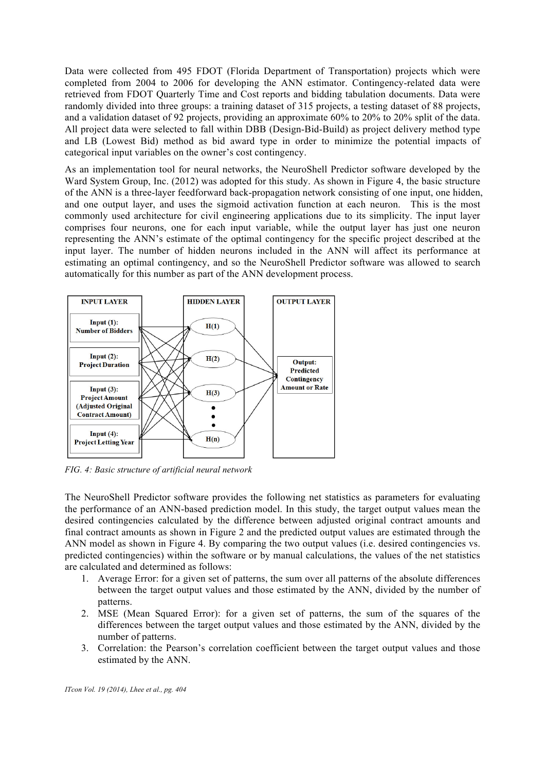Data were collected from 495 FDOT (Florida Department of Transportation) projects which were completed from 2004 to 2006 for developing the ANN estimator. Contingency-related data were retrieved from FDOT Quarterly Time and Cost reports and bidding tabulation documents. Data were randomly divided into three groups: a training dataset of 315 projects, a testing dataset of 88 projects, and a validation dataset of 92 projects, providing an approximate 60% to 20% to 20% split of the data. All project data were selected to fall within DBB (Design-Bid-Build) as project delivery method type and LB (Lowest Bid) method as bid award type in order to minimize the potential impacts of categorical input variables on the owner's cost contingency.

As an implementation tool for neural networks, the NeuroShell Predictor software developed by the Ward System Group, Inc. (2012) was adopted for this study. As shown in Figure 4, the basic structure of the ANN is a three-layer feedforward back-propagation network consisting of one input, one hidden, and one output layer, and uses the sigmoid activation function at each neuron. This is the most commonly used architecture for civil engineering applications due to its simplicity. The input layer comprises four neurons, one for each input variable, while the output layer has just one neuron representing the ANN's estimate of the optimal contingency for the specific project described at the input layer. The number of hidden neurons included in the ANN will affect its performance at estimating an optimal contingency, and so the NeuroShell Predictor software was allowed to search automatically for this number as part of the ANN development process.

INPUT LAYER: Input (1): Number of Bidders; Input (2): Project Duration; Input (3): Project Amount (Adjusted Original Contract Amount); Input (4): Project Letting Year

HIDDEN LAYER: H(1), H(2), H(3), …, H(n)

OUTPUT LAYER: Output: Predicted Contingency Amount or Rate

*FIG. 4: Basic structure of artificial neural network*

The NeuroShell Predictor software provides the following net statistics as parameters for evaluating the performance of an ANN-based prediction model. In this study, the target output values mean the desired contingencies calculated by the difference between adjusted original contract amounts and final contract amounts as shown in Figure 2 and the predicted output values are estimated through the ANN model as shown in Figure 4. By comparing the two output values (i.e. desired contingencies vs. predicted contingencies) within the software or by manual calculations, the values of the net statistics are calculated and determined as follows:

1. Average Error: for a given set of patterns, the sum over all patterns of the absolute differences between the target output values and those estimated by the ANN, divided by the number of patterns.
2. MSE (Mean Squared Error): for a given set of patterns, the sum of the squares of the differences between the target output values and those estimated by the ANN, divided by the number of patterns.
3. Correlation: the Pearson's correlation coefficient between the target output values and those estimated by the ANN.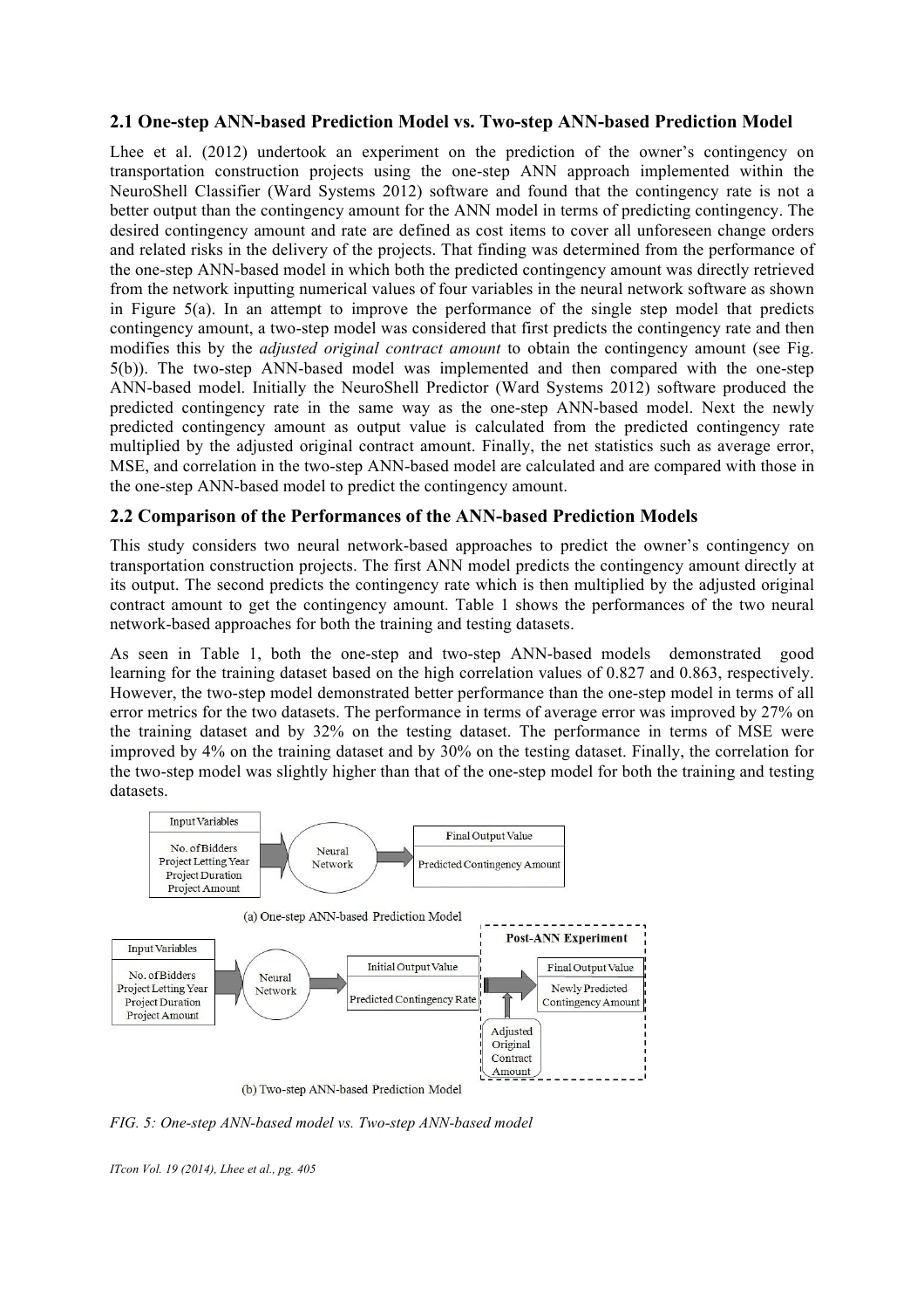## 2.1 One-step ANN-based Prediction Model vs. Two-step ANN-based Prediction Model

Lhee et al. (2012) undertook an experiment on the prediction of the owner's contingency on transportation construction projects using the one-step ANN approach implemented within the NeuroShell Classifier (Ward Systems 2012) software and found that the contingency rate is not a better output than the contingency amount for the ANN model in terms of predicting contingency. The desired contingency amount and rate are defined as cost items to cover all unforeseen change orders and related risks in the delivery of the projects. That finding was determined from the performance of the one-step ANN-based model in which both the predicted contingency amount was directly retrieved from the network inputting numerical values of four variables in the neural network software as shown in Figure 5(a). In an attempt to improve the performance of the single step model that predicts contingency amount, a two-step model was considered that first predicts the contingency rate and then modifies this by the *adjusted original contract amount* to obtain the contingency amount (see Fig. 5(b)). The two-step ANN-based model was implemented and then compared with the one-step ANN-based model. Initially the NeuroShell Predictor (Ward Systems 2012) software produced the predicted contingency rate in the same way as the one-step ANN-based model. Next the newly predicted contingency amount as output value is calculated from the predicted contingency rate multiplied by the adjusted original contract amount. Finally, the net statistics such as average error, MSE, and correlation in the two-step ANN-based model are calculated and are compared with those in the one-step ANN-based model to predict the contingency amount.

## 2.2 Comparison of the Performances of the ANN-based Prediction Models

This study considers two neural network-based approaches to predict the owner's contingency on transportation construction projects. The first ANN model predicts the contingency amount directly at its output. The second predicts the contingency rate which is then multiplied by the adjusted original contract amount to get the contingency amount. Table 1 shows the performances of the two neural network-based approaches for both the training and testing datasets.

As seen in Table 1, both the one-step and two-step ANN-based models demonstrated good learning for the training dataset based on the high correlation values of 0.827 and 0.863, respectively. However, the two-step model demonstrated better performance than the one-step model in terms of all error metrics for the two datasets. The performance in terms of average error was improved by 27% on the training dataset and by 32% on the testing dataset. The performance in terms of MSE were improved by 4% on the training dataset and by 30% on the testing dataset. Finally, the correlation for the two-step model was slightly higher than that of the one-step model for both the training and testing datasets.

Input Variables: No. of Bidders, Project Letting Year, Project Duration, Project Amount → Neural Network → Final Output Value: Predicted Contingency Amount

(a) One-step ANN-based Prediction Model

Input Variables: No. of Bidders, Project Letting Year, Project Duration, Project Amount → Neural Network → Initial Output Value: Predicted Contingency Rate → [Post-ANN Experiment: Adjusted Original Contract Amount] → Final Output Value: Newly Predicted Contingency Amount

(b) Two-step ANN-based Prediction Model

*FIG. 5: One-step ANN-based model vs. Two-step ANN-based model*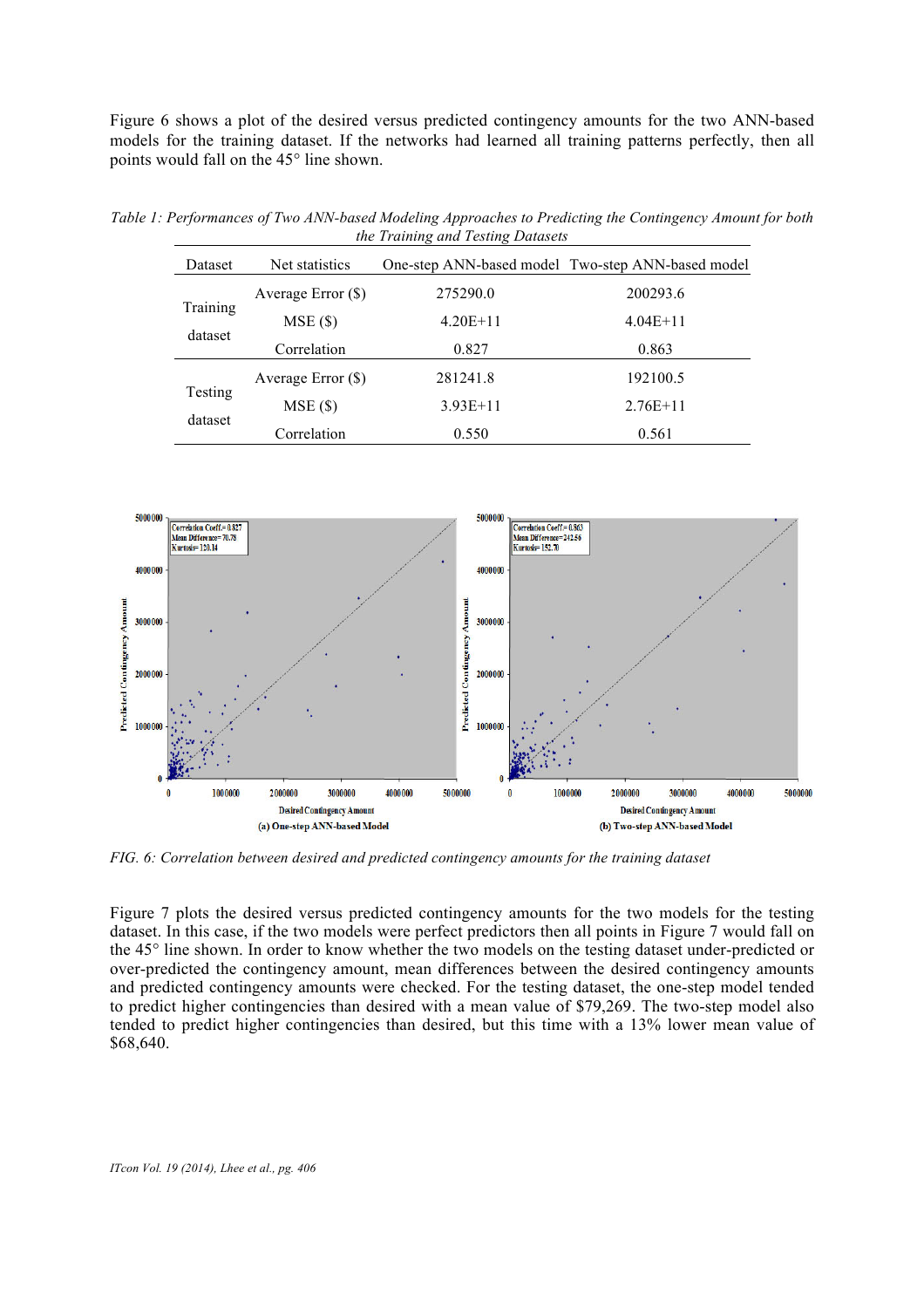Figure 6 shows a plot of the desired versus predicted contingency amounts for the two ANN-based models for the training dataset. If the networks had learned all training patterns perfectly, then all points would fall on the 45° line shown.

*Table 1: Performances of Two ANN-based Modeling Approaches to Predicting the Contingency Amount for both the Training and Testing Datasets*

| Dataset | Net statistics | One-step ANN-based model | Two-step ANN-based model |
|---|---|---|---|
| Training dataset | Average Error ($) | 275290.0 | 200293.6 |
| | MSE ($) | 4.20E+11 | 4.04E+11 |
| | Correlation | 0.827 | 0.863 |
| Testing dataset | Average Error ($) | 281241.8 | 192100.5 |
| | MSE ($) | 3.93E+11 | 2.76E+11 |
| | Correlation | 0.550 | 0.561 |

*FIG. 6: Correlation between desired and predicted contingency amounts for the training dataset*

Figure 7 plots the desired versus predicted contingency amounts for the two models for the testing dataset. In this case, if the two models were perfect predictors then all points in Figure 7 would fall on the 45° line shown. In order to know whether the two models on the testing dataset under-predicted or over-predicted the contingency amount, mean differences between the desired contingency amounts and predicted contingency amounts were checked. For the testing dataset, the one-step model tended to predict higher contingencies than desired with a mean value of $79,269. The two-step model also tended to predict higher contingencies than desired, but this time with a 13% lower mean value of $68,640.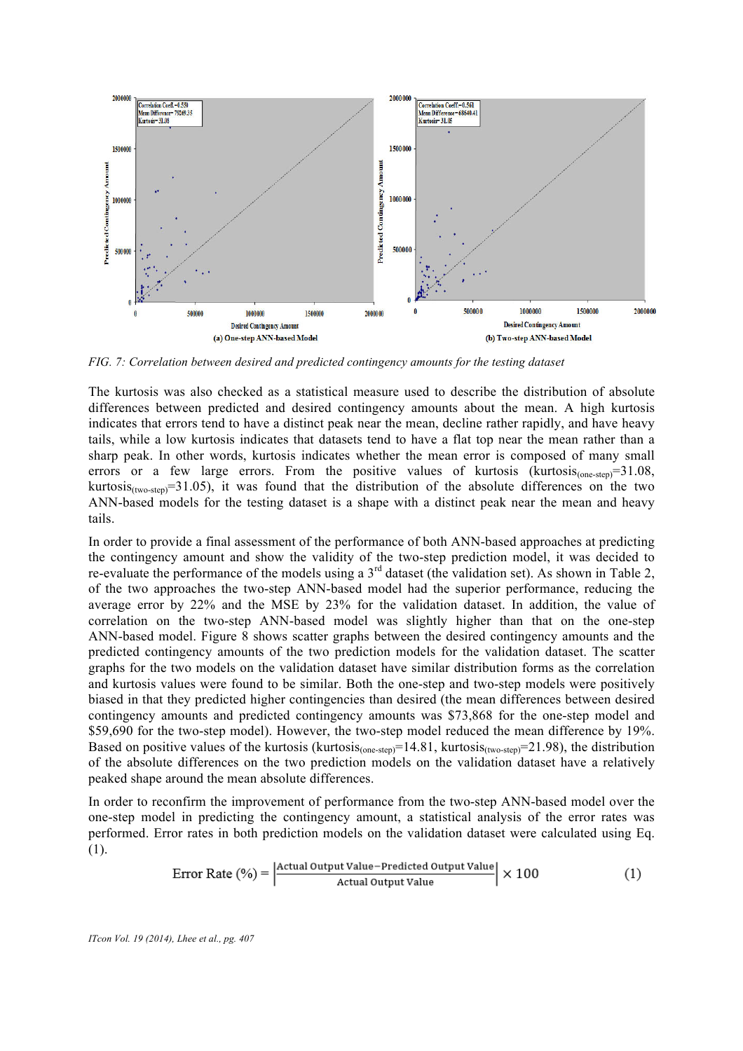FIG. 7: *Correlation between desired and predicted contingency amounts for the testing dataset*

The kurtosis was also checked as a statistical measure used to describe the distribution of absolute differences between predicted and desired contingency amounts about the mean. A high kurtosis indicates that errors tend to have a distinct peak near the mean, decline rather rapidly, and have heavy tails, while a low kurtosis indicates that datasets tend to have a flat top near the mean rather than a sharp peak. In other words, kurtosis indicates whether the mean error is composed of many small errors or a few large errors. From the positive values of kurtosis ($kurtosis_{(one\text{-}step)}$=31.08, $kurtosis_{(two\text{-}step)}$=31.05), it was found that the distribution of the absolute differences on the two ANN-based models for the testing dataset is a shape with a distinct peak near the mean and heavy tails.

In order to provide a final assessment of the performance of both ANN-based approaches at predicting the contingency amount and show the validity of the two-step prediction model, it was decided to re-evaluate the performance of the models using a 3rd dataset (the validation set). As shown in Table 2, of the two approaches the two-step ANN-based model had the superior performance, reducing the average error by 22% and the MSE by 23% for the validation dataset. In addition, the value of correlation on the two-step ANN-based model was slightly higher than that on the one-step ANN-based model. Figure 8 shows scatter graphs between the desired contingency amounts and the predicted contingency amounts of the two prediction models for the validation dataset. The scatter graphs for the two models on the validation dataset have similar distribution forms as the correlation and kurtosis values were found to be similar. Both the one-step and two-step models were positively biased in that they predicted higher contingencies than desired (the mean differences between desired contingency amounts and predicted contingency amounts was $73,868 for the one-step model and $59,690 for the two-step model). However, the two-step model reduced the mean difference by 19%. Based on positive values of the kurtosis ($kurtosis_{(one\text{-}step)}$=14.81, $kurtosis_{(two\text{-}step)}$=21.98), the distribution of the absolute differences on the two prediction models on the validation dataset have a relatively peaked shape around the mean absolute differences.

In order to reconfirm the improvement of performance from the two-step ANN-based model over the one-step model in predicting the contingency amount, a statistical analysis of the error rates was performed. Error rates in both prediction models on the validation dataset were calculated using Eq. (1).

$$\text{Error Rate (\%)} = \left|\frac{\text{Actual Output Value} - \text{Predicted Output Value}}{\text{Actual Output Value}}\right| \times 100 \qquad (1)$$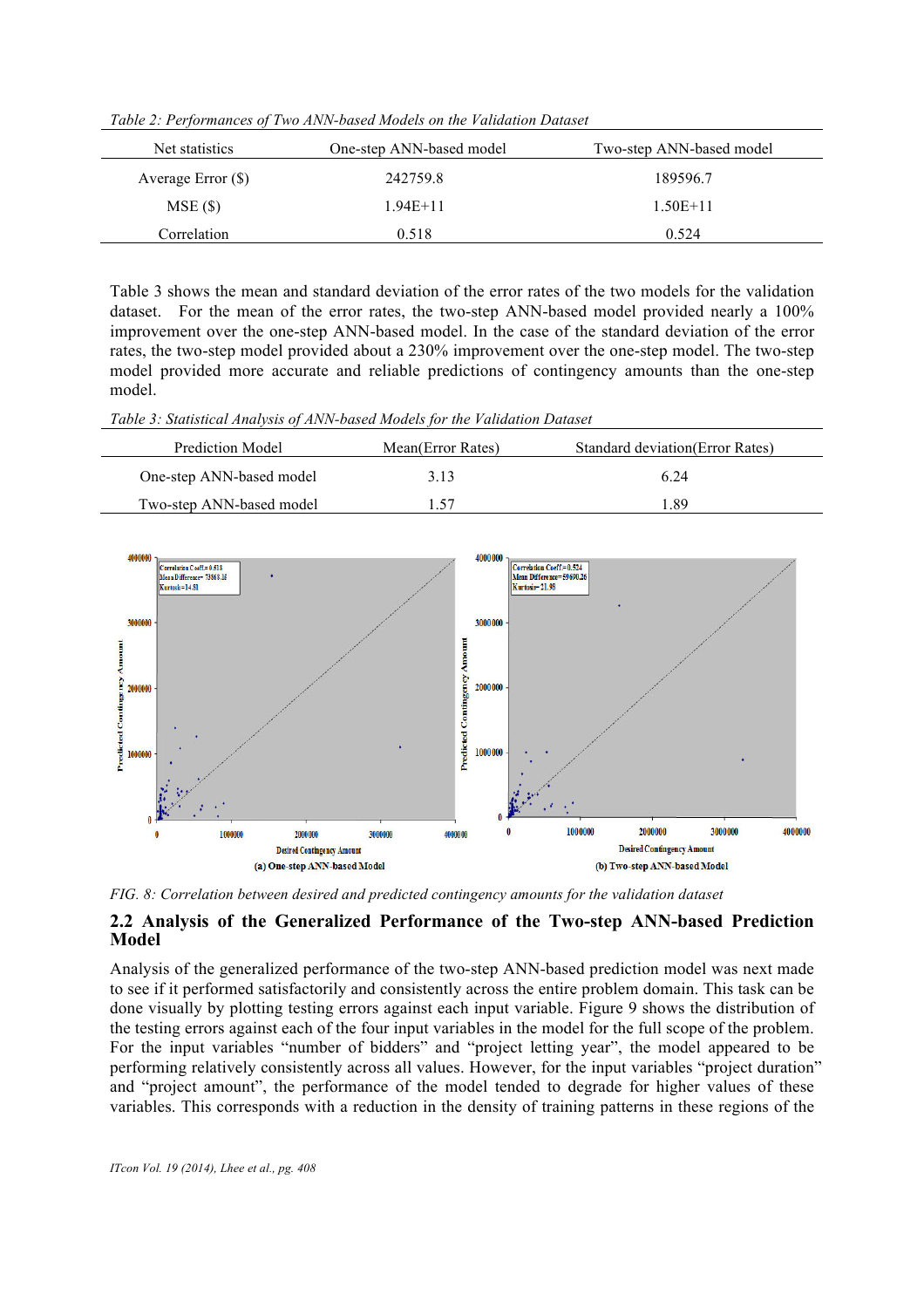*Table 2: Performances of Two ANN-based Models on the Validation Dataset*

| Net statistics | One-step ANN-based model | Two-step ANN-based model |
|---|---|---|
| Average Error ($) | 242759.8 | 189596.7 |
| MSE ($) | 1.94E+11 | 1.50E+11 |
| Correlation | 0.518 | 0.524 |

Table 3 shows the mean and standard deviation of the error rates of the two models for the validation dataset. For the mean of the error rates, the two-step ANN-based model provided nearly a 100% improvement over the one-step ANN-based model. In the case of the standard deviation of the error rates, the two-step model provided about a 230% improvement over the one-step model. The two-step model provided more accurate and reliable predictions of contingency amounts than the one-step model.

*Table 3: Statistical Analysis of ANN-based Models for the Validation Dataset*

| Prediction Model | Mean(Error Rates) | Standard deviation(Error Rates) |
|---|---|---|
| One-step ANN-based model | 3.13 | 6.24 |
| Two-step ANN-based model | 1.57 | 1.89 |

*FIG. 8: Correlation between desired and predicted contingency amounts for the validation dataset*

## 2.2 Analysis of the Generalized Performance of the Two-step ANN-based Prediction Model

Analysis of the generalized performance of the two-step ANN-based prediction model was next made to see if it performed satisfactorily and consistently across the entire problem domain. This task can be done visually by plotting testing errors against each input variable. Figure 9 shows the distribution of the testing errors against each of the four input variables in the model for the full scope of the problem. For the input variables "number of bidders" and "project letting year", the model appeared to be performing relatively consistently across all values. However, for the input variables "project duration" and "project amount", the performance of the model tended to degrade for higher values of these variables. This corresponds with a reduction in the density of training patterns in these regions of the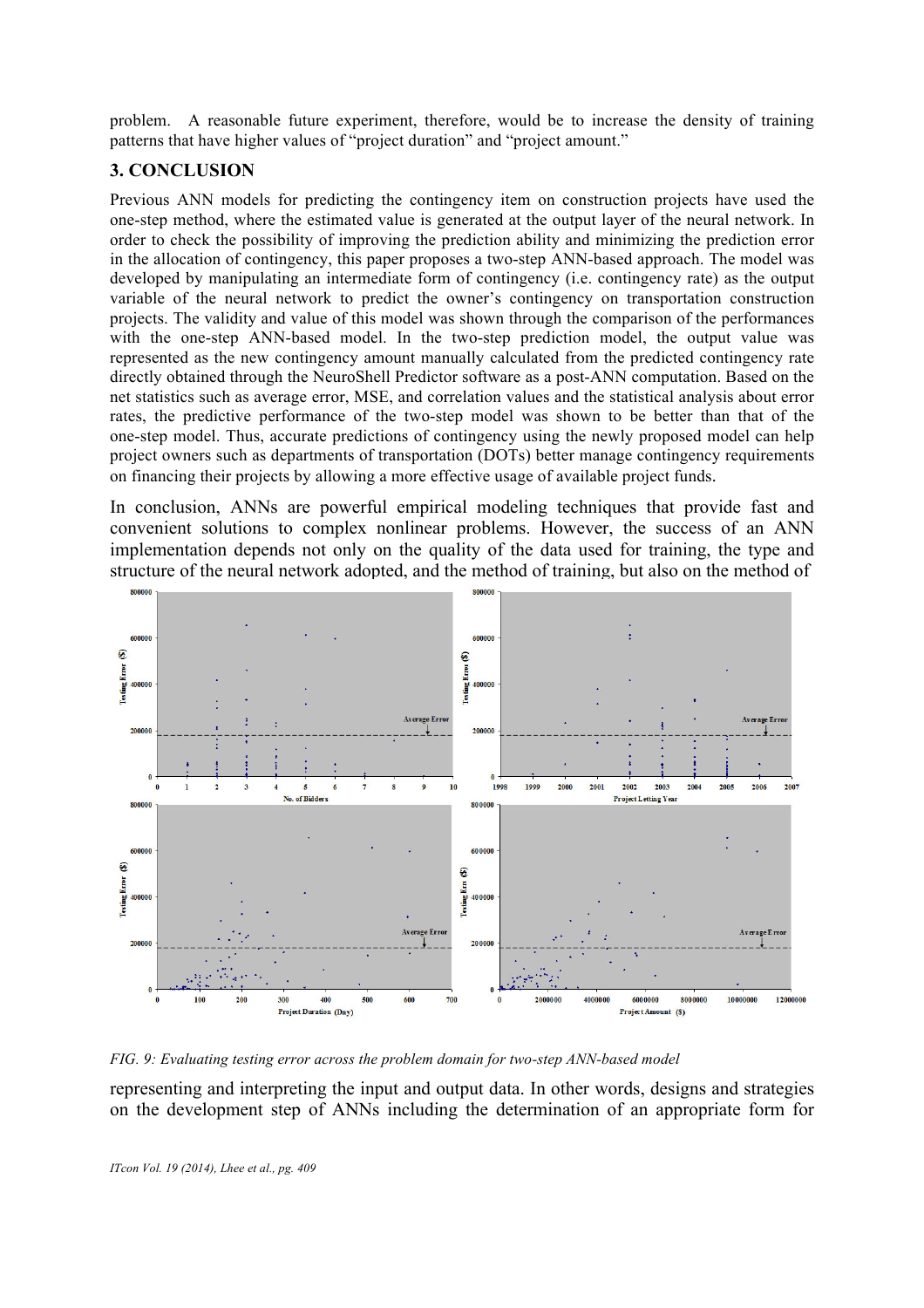problem. A reasonable future experiment, therefore, would be to increase the density of training patterns that have higher values of "project duration" and "project amount."

## 3. CONCLUSION

Previous ANN models for predicting the contingency item on construction projects have used the one-step method, where the estimated value is generated at the output layer of the neural network. In order to check the possibility of improving the prediction ability and minimizing the prediction error in the allocation of contingency, this paper proposes a two-step ANN-based approach. The model was developed by manipulating an intermediate form of contingency (i.e. contingency rate) as the output variable of the neural network to predict the owner's contingency on transportation construction projects. The validity and value of this model was shown through the comparison of the performances with the one-step ANN-based model. In the two-step prediction model, the output value was represented as the new contingency amount manually calculated from the predicted contingency rate directly obtained through the NeuroShell Predictor software as a post-ANN computation. Based on the net statistics such as average error, MSE, and correlation values and the statistical analysis about error rates, the predictive performance of the two-step model was shown to be better than that of the one-step model. Thus, accurate predictions of contingency using the newly proposed model can help project owners such as departments of transportation (DOTs) better manage contingency requirements on financing their projects by allowing a more effective usage of available project funds.

In conclusion, ANNs are powerful empirical modeling techniques that provide fast and convenient solutions to complex nonlinear problems. However, the success of an ANN implementation depends not only on the quality of the data used for training, the type and structure of the neural network adopted, and the method of training, but also on the method of

*FIG. 9: Evaluating testing error across the problem domain for two-step ANN-based model*

representing and interpreting the input and output data. In other words, designs and strategies on the development step of ANNs including the determination of an appropriate form for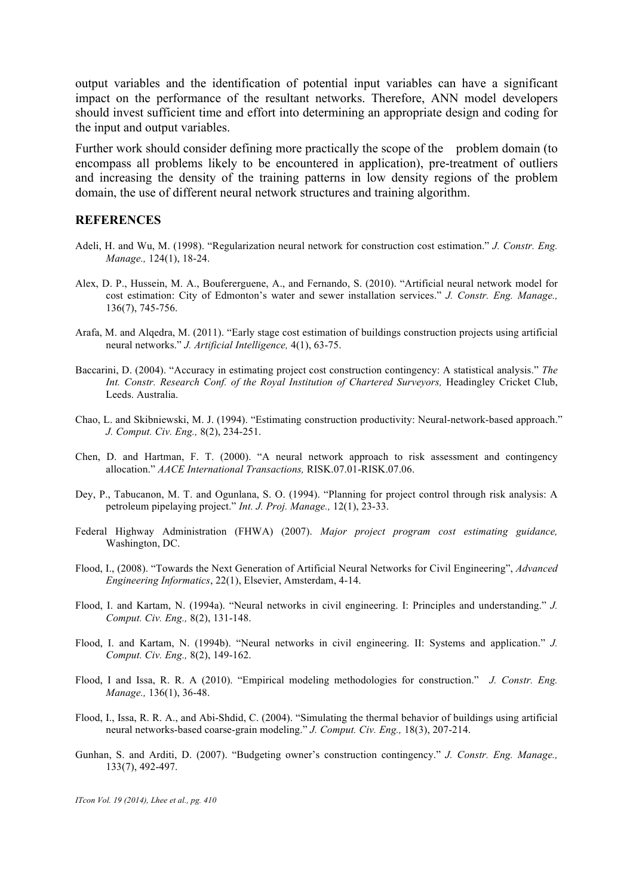output variables and the identification of potential input variables can have a significant impact on the performance of the resultant networks. Therefore, ANN model developers should invest sufficient time and effort into determining an appropriate design and coding for the input and output variables.

Further work should consider defining more practically the scope of the problem domain (to encompass all problems likely to be encountered in application), pre-treatment of outliers and increasing the density of the training patterns in low density regions of the problem domain, the use of different neural network structures and training algorithm.

## REFERENCES

Adeli, H. and Wu, M. (1998). "Regularization neural network for construction cost estimation." *J. Constr. Eng. Manage.,* 124(1), 18-24.

Alex, D. P., Hussein, M. A., Bouferguene, A., and Fernando, S. (2010). "Artificial neural network model for cost estimation: City of Edmonton's water and sewer installation services." *J. Constr. Eng. Manage.,* 136(7), 745-756.

Arafa, M. and Alqedra, M. (2011). "Early stage cost estimation of buildings construction projects using artificial neural networks." *J. Artificial Intelligence,* 4(1), 63-75.

Baccarini, D. (2004). "Accuracy in estimating project cost construction contingency: A statistical analysis." *The Int. Constr. Research Conf. of the Royal Institution of Chartered Surveyors,* Headingley Cricket Club, Leeds. Australia.

Chao, L. and Skibniewski, M. J. (1994). "Estimating construction productivity: Neural-network-based approach." *J. Comput. Civ. Eng.,* 8(2), 234-251.

Chen, D. and Hartman, F. T. (2000). "A neural network approach to risk assessment and contingency allocation." *AACE International Transactions,* RISK.07.01-RISK.07.06.

Dey, P., Tabucanon, M. T. and Ogunlana, S. O. (1994). "Planning for project control through risk analysis: A petroleum pipelaying project." *Int. J. Proj. Manage.,* 12(1), 23-33.

Federal Highway Administration (FHWA) (2007). *Major project program cost estimating guidance,* Washington, DC.

Flood, I., (2008). "Towards the Next Generation of Artificial Neural Networks for Civil Engineering", *Advanced Engineering Informatics*, 22(1), Elsevier, Amsterdam, 4-14.

Flood, I. and Kartam, N. (1994a). "Neural networks in civil engineering. I: Principles and understanding." *J. Comput. Civ. Eng.,* 8(2), 131-148.

Flood, I. and Kartam, N. (1994b). "Neural networks in civil engineering. II: Systems and application." *J. Comput. Civ. Eng.,* 8(2), 149-162.

Flood, I and Issa, R. R. A (2010). "Empirical modeling methodologies for construction." *J. Constr. Eng. Manage.,* 136(1), 36-48.

Flood, I., Issa, R. R. A., and Abi-Shdid, C. (2004). "Simulating the thermal behavior of buildings using artificial neural networks-based coarse-grain modeling." *J. Comput. Civ. Eng.,* 18(3), 207-214.

Gunhan, S. and Arditi, D. (2007). "Budgeting owner's construction contingency." *J. Constr. Eng. Manage.,* 133(7), 492-497.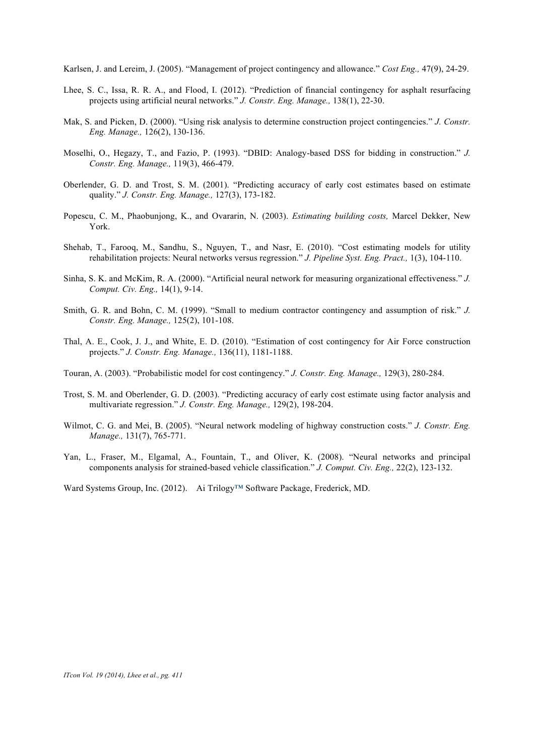Karlsen, J. and Lereim, J. (2005). "Management of project contingency and allowance." *Cost Eng.,* 47(9), 24-29.

Lhee, S. C., Issa, R. R. A., and Flood, I. (2012). "Prediction of financial contingency for asphalt resurfacing projects using artificial neural networks." *J. Constr. Eng. Manage.,* 138(1), 22-30.

Mak, S. and Picken, D. (2000). "Using risk analysis to determine construction project contingencies." *J. Constr. Eng. Manage.,* 126(2), 130-136.

Moselhi, O., Hegazy, T., and Fazio, P. (1993). "DBID: Analogy-based DSS for bidding in construction." *J. Constr. Eng. Manage.,* 119(3), 466-479.

Oberlender, G. D. and Trost, S. M. (2001). "Predicting accuracy of early cost estimates based on estimate quality." *J. Constr. Eng. Manage.,* 127(3), 173-182.

Popescu, C. M., Phaobunjong, K., and Ovararin, N. (2003). *Estimating building costs,* Marcel Dekker, New York.

Shehab, T., Farooq, M., Sandhu, S., Nguyen, T., and Nasr, E. (2010). "Cost estimating models for utility rehabilitation projects: Neural networks versus regression." *J. Pipeline Syst. Eng. Pract.,* 1(3), 104-110.

Sinha, S. K. and McKim, R. A. (2000). "Artificial neural network for measuring organizational effectiveness." *J. Comput. Civ. Eng.,* 14(1), 9-14.

Smith, G. R. and Bohn, C. M. (1999). "Small to medium contractor contingency and assumption of risk." *J. Constr. Eng. Manage.,* 125(2), 101-108.

Thal, A. E., Cook, J. J., and White, E. D. (2010). "Estimation of cost contingency for Air Force construction projects." *J. Constr. Eng. Manage.,* 136(11), 1181-1188.

Touran, A. (2003). "Probabilistic model for cost contingency." *J. Constr. Eng. Manage.,* 129(3), 280-284.

Trost, S. M. and Oberlender, G. D. (2003). "Predicting accuracy of early cost estimate using factor analysis and multivariate regression." *J. Constr. Eng. Manage.,* 129(2), 198-204.

Wilmot, C. G. and Mei, B. (2005). "Neural network modeling of highway construction costs." *J. Constr. Eng. Manage.,* 131(7), 765-771.

Yan, L., Fraser, M., Elgamal, A., Fountain, T., and Oliver, K. (2008). "Neural networks and principal components analysis for strained-based vehicle classification." *J. Comput. Civ. Eng.,* 22(2), 123-132.

Ward Systems Group, Inc. (2012). Ai Trilogy™ Software Package, Frederick, MD.